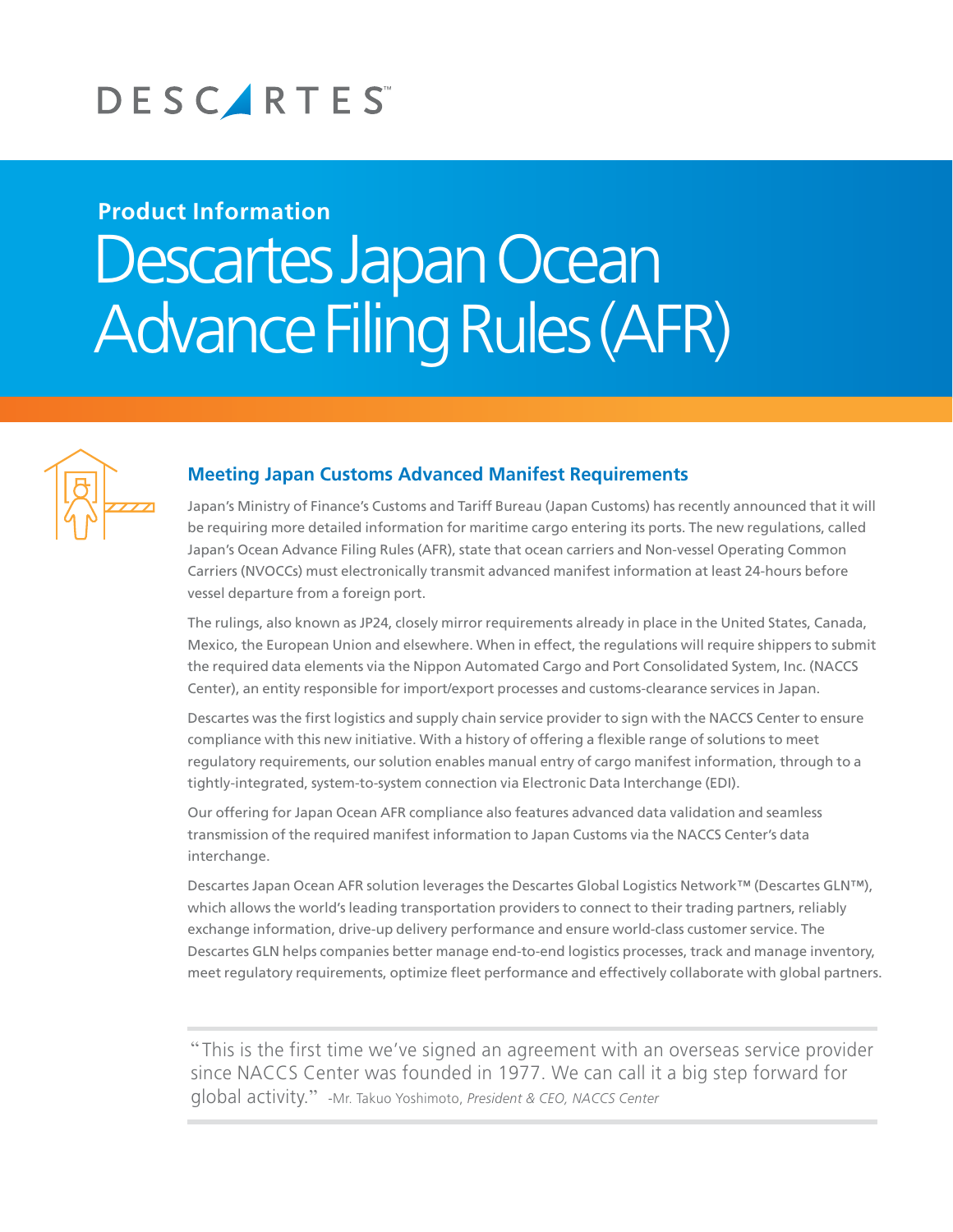DESCARTES™

**Product Information**

# Descartes Japan Ocean Advance Filing Rules (AFR)

## Meeting Japan Customs Advanced Manifest Requirements

Japan's Ministry of Finance's Customs and Tariff Bureau (Japan Customs) has recently announced that it will be requiring more detailed information for maritime cargo entering its ports. The new regulations, called Japan's Ocean Advance Filing Rules (AFR), state that ocean carriers and Non-vessel Operating Common Carriers (NVOCCs) must electronically transmit advanced manifest information at least 24-hours before vessel departure from a foreign port.

The rulings, also known as JP24, closely mirror requirements already in place in the United States, Canada, Mexico, the European Union and elsewhere. When in effect, the regulations will require shippers to submit the required data elements via the Nippon Automated Cargo and Port Consolidated System, Inc. (NACCS Center), an entity responsible for import/export processes and customs-clearance services in Japan.

Descartes was the first logistics and supply chain service provider to sign with the NACCS Center to ensure compliance with this new initiative. With a history of offering a flexible range of solutions to meet regulatory requirements, our solution enables manual entry of cargo manifest information, through to a tightly-integrated, system-to-system connection via Electronic Data Interchange (EDI).

Our offering for Japan Ocean AFR compliance also features advanced data validation and seamless transmission of the required manifest information to Japan Customs via the NACCS Center's data interchange.

Descartes Japan Ocean AFR solution leverages the Descartes Global Logistics Network™ (Descartes GLN™), which allows the world's leading transportation providers to connect to their trading partners, reliably exchange information, drive-up delivery performance and ensure world-class customer service. The Descartes GLN helps companies better manage end-to-end logistics processes, track and manage inventory, meet regulatory requirements, optimize fleet performance and effectively collaborate with global partners.

> "This is the first time we've signed an agreement with an overseas service provider since NACCS Center was founded in 1977. We can call it a big step forward for global activity." -Mr. Takuo Yoshimoto, *President & CEO, NACCS Center*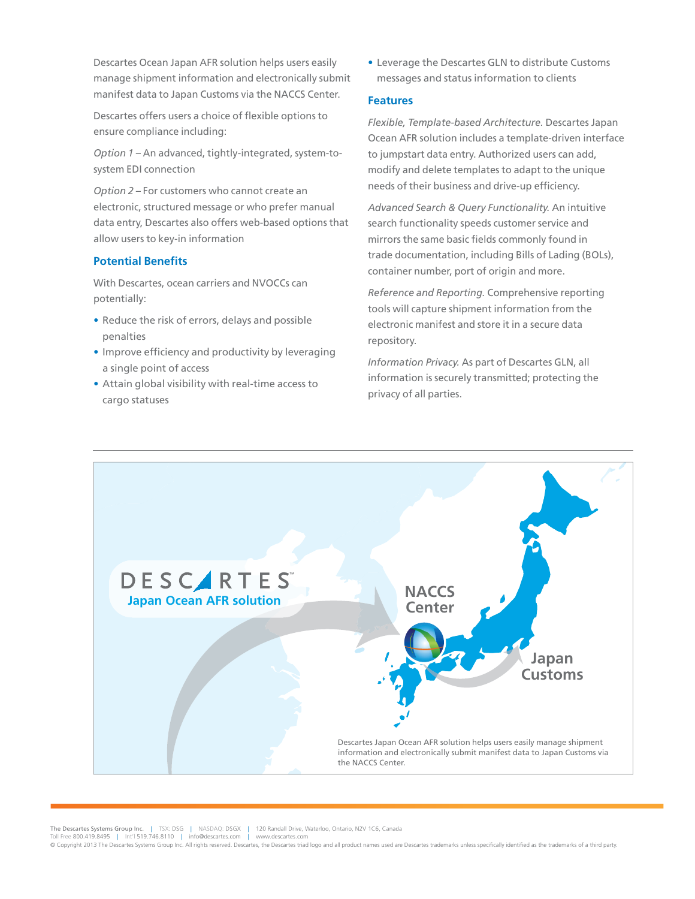Descartes Ocean Japan AFR solution helps users easily manage shipment information and electronically submit manifest data to Japan Customs via the NACCS Center.

Descartes offers users a choice of flexible options to ensure compliance including:

*Option 1* – An advanced, tightly-integrated, system-to-system EDI connection

*Option 2* – For customers who cannot create an electronic, structured message or who prefer manual data entry, Descartes also offers web-based options that allow users to key-in information

## Potential Benefits

With Descartes, ocean carriers and NVOCCs can potentially:

- Reduce the risk of errors, delays and possible penalties
- Improve efficiency and productivity by leveraging a single point of access
- Attain global visibility with real-time access to cargo statuses
- Leverage the Descartes GLN to distribute Customs messages and status information to clients

## Features

*Flexible, Template-based Architecture.* Descartes Japan Ocean AFR solution includes a template-driven interface to jumpstart data entry. Authorized users can add, modify and delete templates to adapt to the unique needs of their business and drive-up efficiency.

*Advanced Search & Query Functionality.* An intuitive search functionality speeds customer service and mirrors the same basic fields commonly found in trade documentation, including Bills of Lading (BOLs), container number, port of origin and more.

*Reference and Reporting.* Comprehensive reporting tools will capture shipment information from the electronic manifest and store it in a secure data repository.

*Information Privacy.* As part of Descartes GLN, all information is securely transmitted; protecting the privacy of all parties.

DESCARTES
Japan Ocean AFR solution

NACCS Center

Japan Customs

Descartes Japan Ocean AFR solution helps users easily manage shipment information and electronically submit manifest data to Japan Customs via the NACCS Center.

The Descartes Systems Group Inc. | TSX: DSG | NASDAQ: DSGX | 120 Randall Drive, Waterloo, Ontario, N2V 1C6, Canada
Toll Free 800.419.8495 | Int'l 519.746.8110 | info@descartes.com | www.descartes.com
© Copyright 2013 The Descartes Systems Group Inc. All rights reserved. Descartes, the Descartes triad logo and all product names used are Descartes trademarks unless specifically identified as the trademarks of a third party.